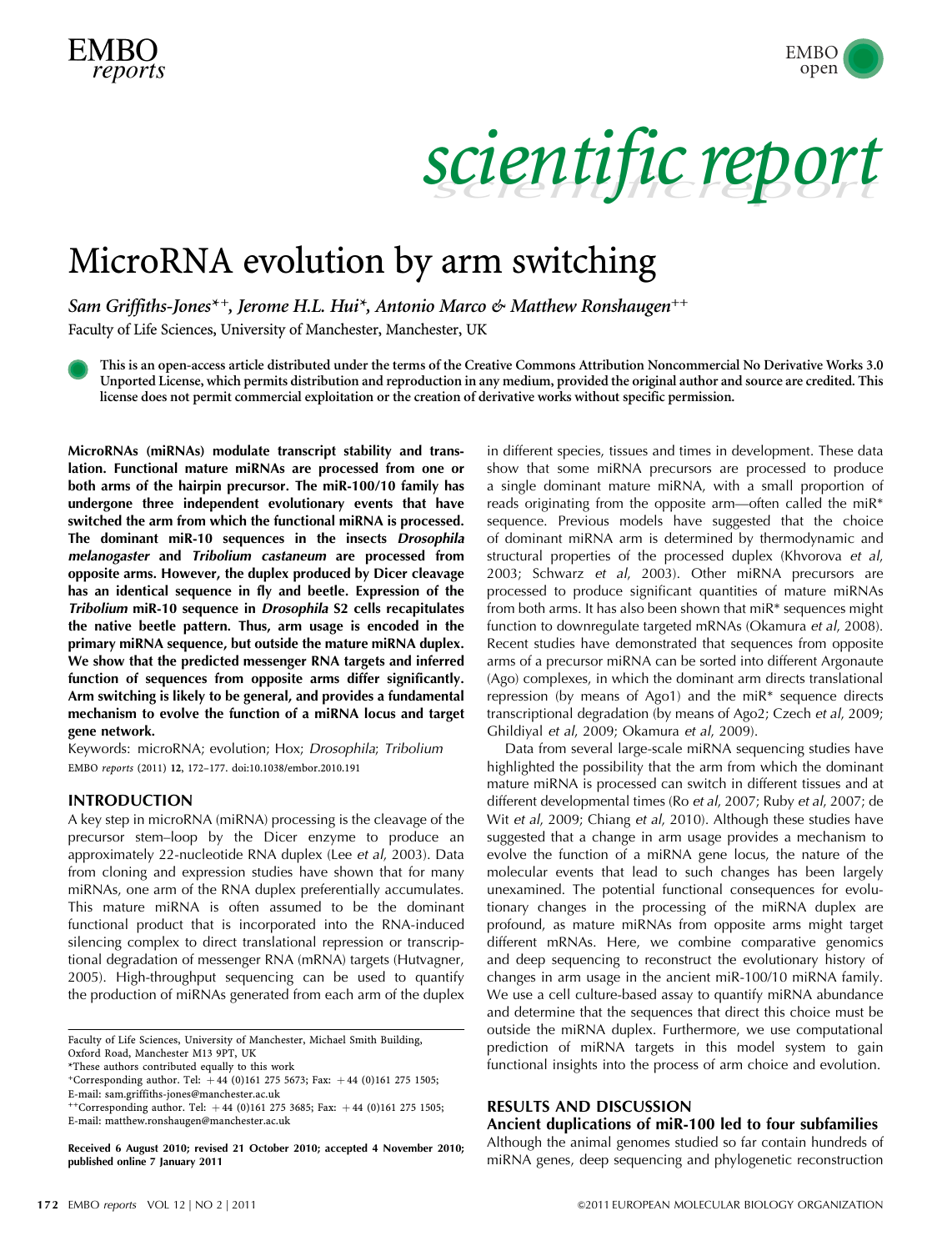# MicroRNA evolution by arm switching

*Sam Griffiths-Jones*⁺, Jerome H.L. Hui*, Antonio Marco & Matthew Ronshaugen⁺⁺*

Faculty of Life Sciences, University of Manchester, Manchester, UK

**This is an open-access article distributed under the terms of the Creative Commons Attribution Noncommercial No Derivative Works 3.0 Unported License, which permits distribution and reproduction in any medium, provided the original author and source are credited. This license does not permit commercial exploitation or the creation of derivative works without specific permission.**

**MicroRNAs (miRNAs) modulate transcript stability and translation. Functional mature miRNAs are processed from one or both arms of the hairpin precursor. The miR-100/10 family has undergone three independent evolutionary events that have switched the arm from which the functional miRNA is processed. The dominant miR-10 sequences in the insects *Drosophila melanogaster* and *Tribolium castaneum* are processed from opposite arms. However, the duplex produced by Dicer cleavage has an identical sequence in fly and beetle. Expression of the *Tribolium* miR-10 sequence in *Drosophila* S2 cells recapitulates the native beetle pattern. Thus, arm usage is encoded in the primary miRNA sequence, but outside the mature miRNA duplex. We show that the predicted messenger RNA targets and inferred function of sequences from opposite arms differ significantly. Arm switching is likely to be general, and provides a fundamental mechanism to evolve the function of a miRNA locus and target gene network.**

Keywords: microRNA; evolution; Hox; *Drosophila*; *Tribolium*

EMBO *reports* (2011) **12**, 172–177. doi:10.1038/embor.2010.191

## INTRODUCTION

A key step in microRNA (miRNA) processing is the cleavage of the precursor stem–loop by the Dicer enzyme to produce an approximately 22-nucleotide RNA duplex (Lee *et al*, 2003). Data from cloning and expression studies have shown that for many miRNAs, one arm of the RNA duplex preferentially accumulates. This mature miRNA is often assumed to be the dominant functional product that is incorporated into the RNA-induced silencing complex to direct translational repression or transcriptional degradation of messenger RNA (mRNA) targets (Hutvagner, 2005). High-throughput sequencing can be used to quantify the production of miRNAs generated from each arm of the duplex in different species, tissues and times in development. These data show that some miRNA precursors are processed to produce a single dominant mature miRNA, with a small proportion of reads originating from the opposite arm—often called the miR* sequence. Previous models have suggested that the choice of dominant miRNA arm is determined by thermodynamic and structural properties of the processed duplex (Khvorova *et al*, 2003; Schwarz *et al*, 2003). Other miRNA precursors are processed to produce significant quantities of mature miRNAs from both arms. It has also been shown that miR* sequences might function to downregulate targeted mRNAs (Okamura *et al*, 2008). Recent studies have demonstrated that sequences from opposite arms of a precursor miRNA can be sorted into different Argonaute (Ago) complexes, in which the dominant arm directs translational repression (by means of Ago1) and the miR* sequence directs transcriptional degradation (by means of Ago2; Czech *et al*, 2009; Ghildiyal *et al*, 2009; Okamura *et al*, 2009).

Data from several large-scale miRNA sequencing studies have highlighted the possibility that the arm from which the dominant mature miRNA is processed can switch in different tissues and at different developmental times (Ro *et al*, 2007; Ruby *et al*, 2007; de Wit *et al*, 2009; Chiang *et al*, 2010). Although these studies have suggested that a change in arm usage provides a mechanism to evolve the function of a miRNA gene locus, the nature of the molecular events that lead to such changes has been largely unexamined. The potential functional consequences for evolutionary changes in the processing of the miRNA duplex are profound, as mature miRNAs from opposite arms might target different mRNAs. Here, we combine comparative genomics and deep sequencing to reconstruct the evolutionary history of changes in arm usage in the ancient miR-100/10 miRNA family. We use a cell culture-based assay to quantify miRNA abundance and determine that the sequences that direct this choice must be outside the miRNA duplex. Furthermore, we use computational prediction of miRNA targets in this model system to gain functional insights into the process of arm choice and evolution.

## RESULTS AND DISCUSSION

### Ancient duplications of miR-100 led to four subfamilies

Although the animal genomes studied so far contain hundreds of miRNA genes, deep sequencing and phylogenetic reconstruction

---

Faculty of Life Sciences, University of Manchester, Michael Smith Building, Oxford Road, Manchester M13 9PT, UK

*These authors contributed equally to this work

⁺Corresponding author. Tel: +44 (0)161 275 5673; Fax: +44 (0)161 275 1505; E-mail: sam.griffiths-jones@manchester.ac.uk

⁺⁺Corresponding author. Tel: +44 (0)161 275 3685; Fax: +44 (0)161 275 1505; E-mail: matthew.ronshaugen@manchester.ac.uk

**Received 6 August 2010; revised 21 October 2010; accepted 4 November 2010; published online 7 January 2011**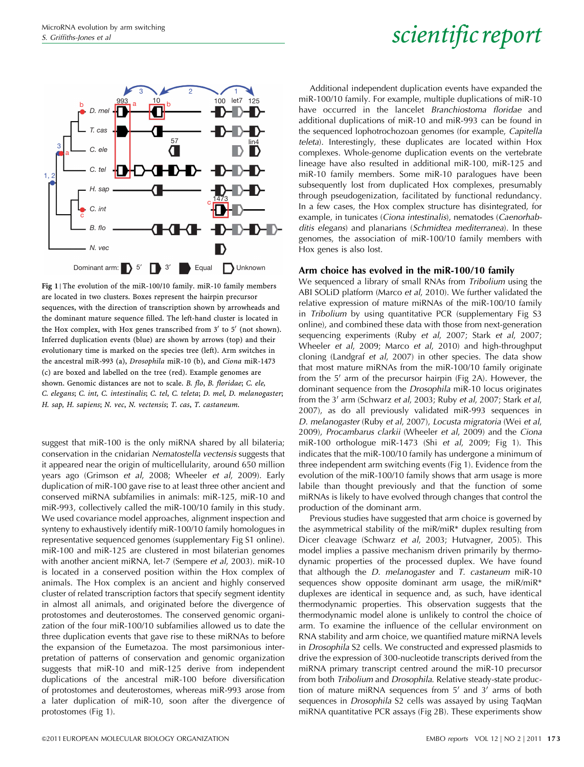Fig 1 | The evolution of the miR-100/10 family. miR-10 family members are located in two clusters. Boxes represent the hairpin precursor sequences, with the direction of transcription shown by arrowheads and the dominant mature sequence filled. The left-hand cluster is located in the Hox complex, with Hox genes transcribed from 3′ to 5′ (not shown). Inferred duplication events (blue) are shown by arrows (top) and their evolutionary time is marked on the species tree (left). Arm switches in the ancestral miR-993 (a), *Drosophila* miR-10 (b), and *Ciona* miR-1473 (c) are boxed and labelled on the tree (red). Example genomes are shown. Genomic distances are not to scale. *B. flo*, *B. floridae*; *C. ele*, *C. elegans*; *C. int*, *C. intestinalis*; *C. tel*, *C. teleta*; *D. mel*, *D. melanogaster*; *H. sap*, *H. sapiens*; *N. vec*, *N. vectensis*; *T. cas*, *T. castaneum*.

suggest that miR-100 is the only miRNA shared by all bilateria; conservation in the cnidarian *Nematostella vectensis* suggests that it appeared near the origin of multicellularity, around 650 million years ago (Grimson *et al*, 2008; Wheeler *et al*, 2009). Early duplication of miR-100 gave rise to at least three other ancient and conserved miRNA subfamilies in animals: miR-125, miR-10 and miR-993, collectively called the miR-100/10 family in this study. We used covariance model approaches, alignment inspection and synteny to exhaustively identify miR-100/10 family homologues in representative sequenced genomes (supplementary Fig S1 online). miR-100 and miR-125 are clustered in most bilaterian genomes with another ancient miRNA, let-7 (Sempere *et al*, 2003). miR-10 is located in a conserved position within the Hox complex of animals. The Hox complex is an ancient and highly conserved cluster of related transcription factors that specify segment identity in almost all animals, and originated before the divergence of protostomes and deuterostomes. The conserved genomic organization of the four miR-100/10 subfamilies allowed us to date the three duplication events that gave rise to these miRNAs to before the expansion of the Eumetazoa. The most parsimonious interpretation of patterns of conservation and genomic organization suggests that miR-10 and miR-125 derive from independent duplications of the ancestral miR-100 before diversification of protostomes and deuterostomes, whereas miR-993 arose from a later duplication of miR-10, soon after the divergence of protostomes (Fig 1).

Additional independent duplication events have expanded the miR-100/10 family. For example, multiple duplications of miR-10 have occurred in the lancelet *Branchiostoma floridae* and additional duplications of miR-10 and miR-993 can be found in the sequenced lophotrochozoan genomes (for example, *Capitella teleta*). Interestingly, these duplicates are located within Hox complexes. Whole-genome duplication events on the vertebrate lineage have also resulted in additional miR-100, miR-125 and miR-10 family members. Some miR-10 paralogues have been subsequently lost from duplicated Hox complexes, presumably through pseudogenization, facilitated by functional redundancy. In a few cases, the Hox complex structure has disintegrated, for example, in tunicates (*Ciona intestinalis*), nematodes (*Caenorhabditis elegans*) and planarians (*Schmidtea mediterranea*). In these genomes, the association of miR-100/10 family members with Hox genes is also lost.

## Arm choice has evolved in the miR-100/10 family

We sequenced a library of small RNAs from *Tribolium* using the ABI SOLiD platform (Marco *et al*, 2010). We further validated the relative expression of mature miRNAs of the miR-100/10 family in *Tribolium* by using quantitative PCR (supplementary Fig S3 online), and combined these data with those from next-generation sequencing experiments (Ruby *et al*, 2007; Stark *et al*, 2007; Wheeler *et al*, 2009; Marco *et al*, 2010) and high-throughput cloning (Landgraf *et al*, 2007) in other species. The data show that most mature miRNAs from the miR-100/10 family originate from the 5′ arm of the precursor hairpin (Fig 2A). However, the dominant sequence from the *Drosophila* miR-10 locus originates from the 3′ arm (Schwarz *et al*, 2003; Ruby *et al*, 2007; Stark *et al*, 2007), as do all previously validated miR-993 sequences in *D. melanogaster* (Ruby *et al*, 2007), *Locusta migratoria* (Wei *et al*, 2009), *Procambarus clarkii* (Wheeler *et al*, 2009) and the *Ciona* miR-100 orthologue miR-1473 (Shi *et al*, 2009; Fig 1). This indicates that the miR-100/10 family has undergone a minimum of three independent arm switching events (Fig 1). Evidence from the evolution of the miR-100/10 family shows that arm usage is more labile than thought previously and that the function of some miRNAs is likely to have evolved through changes that control the production of the dominant arm.

Previous studies have suggested that arm choice is governed by the asymmetrical stability of the miR/miR* duplex resulting from Dicer cleavage (Schwarz *et al*, 2003; Hutvagner, 2005). This model implies a passive mechanism driven primarily by thermodynamic properties of the processed duplex. We have found that although the *D. melanogaster* and *T. castaneum* miR-10 sequences show opposite dominant arm usage, the miR/miR* duplexes are identical in sequence and, as such, have identical thermodynamic properties. This observation suggests that the thermodynamic model alone is unlikely to control the choice of arm. To examine the influence of the cellular environment on RNA stability and arm choice, we quantified mature miRNA levels in *Drosophila* S2 cells. We constructed and expressed plasmids to drive the expression of 300-nucleotide transcripts derived from the miRNA primary transcript centred around the miR-10 precursor from both *Tribolium* and *Drosophila*. Relative steady-state production of mature miRNA sequences from 5′ and 3′ arms of both sequences in *Drosophila* S2 cells was assayed by using TaqMan miRNA quantitative PCR assays (Fig 2B). These experiments show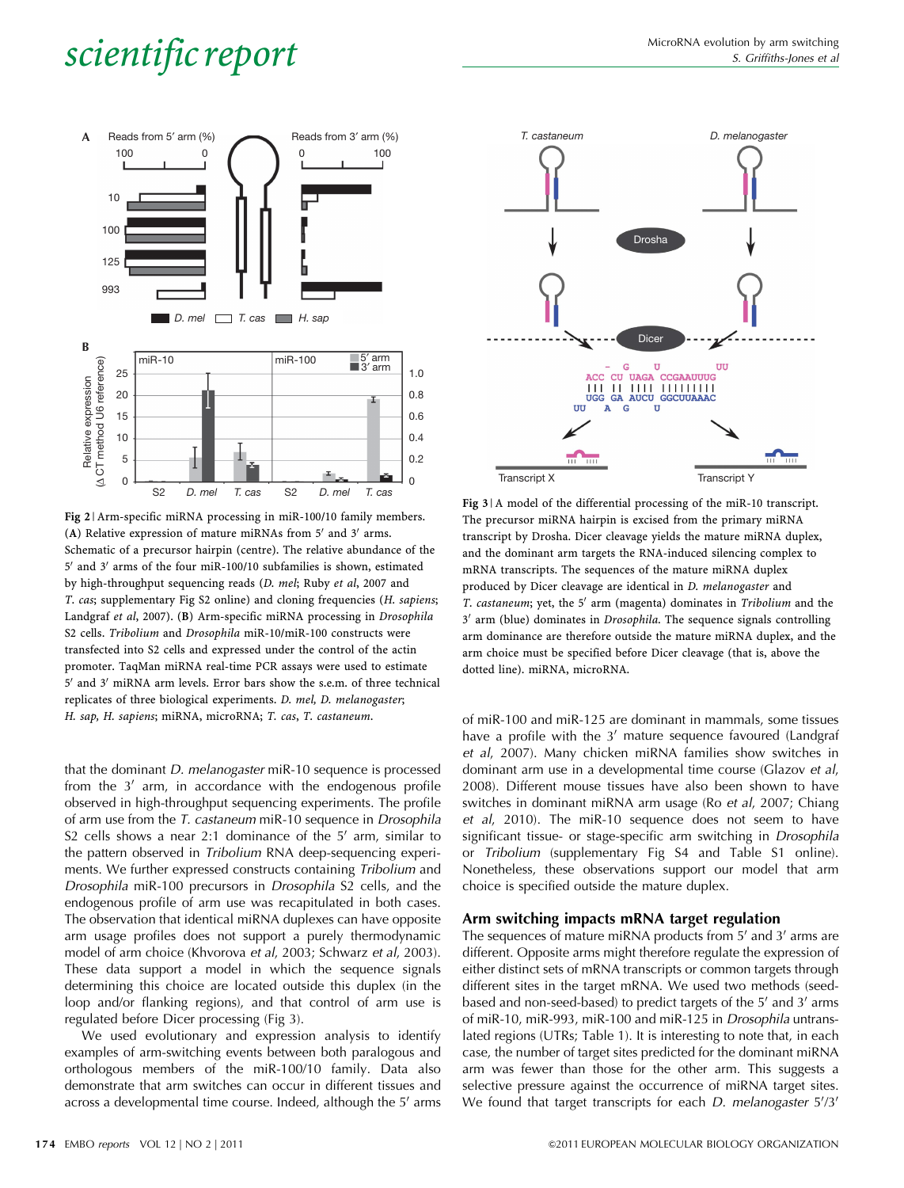**Fig 2** | Arm-specific miRNA processing in miR-100/10 family members. (**A**) Relative expression of mature miRNAs from 5′ and 3′ arms. Schematic of a precursor hairpin (centre). The relative abundance of the 5′ and 3′ arms of the four miR-100/10 subfamilies is shown, estimated by high-throughput sequencing reads (*D. mel*; Ruby *et al*, 2007 and *T. cas*; supplementary Fig S2 online) and cloning frequencies (*H. sapiens*; Landgraf *et al*, 2007). (**B**) Arm-specific miRNA processing in *Drosophila* S2 cells. *Tribolium* and *Drosophila* miR-10/miR-100 constructs were transfected into S2 cells and expressed under the control of the actin promoter. TaqMan miRNA real-time PCR assays were used to estimate 5′ and 3′ miRNA arm levels. Error bars show the s.e.m. of three technical replicates of three biological experiments. *D. mel, D. melanogaster*; *H. sap, H. sapiens*; miRNA, microRNA; *T. cas, T. castaneum*.

**Fig 3** | A model of the differential processing of the miR-10 transcript. The precursor miRNA hairpin is excised from the primary miRNA transcript by Drosha. Dicer cleavage yields the mature miRNA duplex, and the dominant arm targets the RNA-induced silencing complex to mRNA transcripts. The sequences of the mature miRNA duplex produced by Dicer cleavage are identical in *D. melanogaster* and *T. castaneum*; yet, the 5′ arm (magenta) dominates in *Tribolium* and the 3′ arm (blue) dominates in *Drosophila*. The sequence signals controlling arm dominance are therefore outside the mature miRNA duplex, and the arm choice must be specified before Dicer cleavage (that is, above the dotted line). miRNA, microRNA.

that the dominant *D. melanogaster* miR-10 sequence is processed from the 3′ arm, in accordance with the endogenous profile observed in high-throughput sequencing experiments. The profile of arm use from the *T. castaneum* miR-10 sequence in *Drosophila* S2 cells shows a near 2:1 dominance of the 5′ arm, similar to the pattern observed in *Tribolium* RNA deep-sequencing experiments. We further expressed constructs containing *Tribolium* and *Drosophila* miR-100 precursors in *Drosophila* S2 cells, and the endogenous profile of arm use was recapitulated in both cases. The observation that identical miRNA duplexes can have opposite arm usage profiles does not support a purely thermodynamic model of arm choice (Khvorova *et al*, 2003; Schwarz *et al*, 2003). These data support a model in which the sequence signals determining this choice are located outside this duplex (in the loop and/or flanking regions), and that control of arm use is regulated before Dicer processing (Fig 3).

We used evolutionary and expression analysis to identify examples of arm-switching events between both paralogous and orthologous members of the miR-100/10 family. Data also demonstrate that arm switches can occur in different tissues and across a developmental time course. Indeed, although the 5′ arms of miR-100 and miR-125 are dominant in mammals, some tissues have a profile with the 3′ mature sequence favoured (Landgraf *et al*, 2007). Many chicken miRNA families show switches in dominant arm use in a developmental time course (Glazov *et al*, 2008). Different mouse tissues have also been shown to have switches in dominant miRNA arm usage (Ro *et al*, 2007; Chiang *et al*, 2010). The miR-10 sequence does not seem to have significant tissue- or stage-specific arm switching in *Drosophila* or *Tribolium* (supplementary Fig S4 and Table S1 online). Nonetheless, these observations support our model that arm choice is specified outside the mature duplex.

## Arm switching impacts mRNA target regulation

The sequences of mature miRNA products from 5′ and 3′ arms are different. Opposite arms might therefore regulate the expression of either distinct sets of mRNA transcripts or common targets through different sites in the target mRNA. We used two methods (seed-based and non-seed-based) to predict targets of the 5′ and 3′ arms of miR-10, miR-993, miR-100 and miR-125 in *Drosophila* untranslated regions (UTRs; Table 1). It is interesting to note that, in each case, the number of target sites predicted for the dominant miRNA arm was fewer than those for the other arm. This suggests a selective pressure against the occurrence of miRNA target sites. We found that target transcripts for each *D. melanogaster* 5′/3′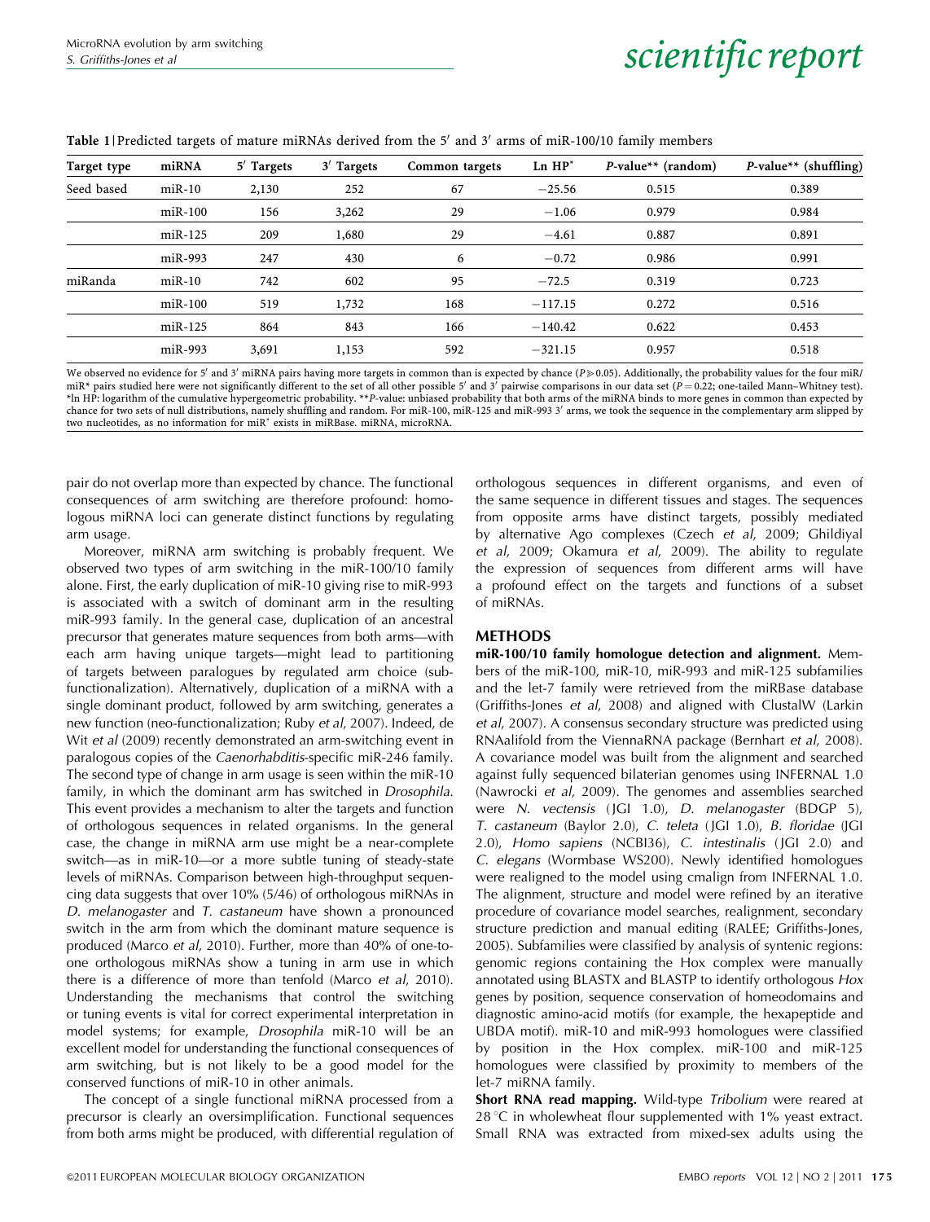**Table 1** | Predicted targets of mature miRNAs derived from the 5′ and 3′ arms of miR-100/10 family members

| Target type | miRNA | 5′ Targets | 3′ Targets | Common targets | Ln HP* | *P*-value** (random) | *P*-value** (shuffling) |
|---|---|---|---|---|---|---|---|
| Seed based | miR-10 | 2,130 | 252 | 67 | −25.56 | 0.515 | 0.389 |
| | miR-100 | 156 | 3,262 | 29 | −1.06 | 0.979 | 0.984 |
| | miR-125 | 209 | 1,680 | 29 | −4.61 | 0.887 | 0.891 |
| | miR-993 | 247 | 430 | 6 | −0.72 | 0.986 | 0.991 |
| miRanda | miR-10 | 742 | 602 | 95 | −72.5 | 0.319 | 0.723 |
| | miR-100 | 519 | 1,732 | 168 | −117.15 | 0.272 | 0.516 |
| | miR-125 | 864 | 843 | 166 | −140.42 | 0.622 | 0.453 |
| | miR-993 | 3,691 | 1,153 | 592 | −321.15 | 0.957 | 0.518 |

We observed no evidence for 5′ and 3′ miRNA pairs having more targets in common than is expected by chance ($P \gg 0.05$). Additionally, the probability values for the four miR/miR* pairs studied here were not significantly different to the set of all other possible 5′ and 3′ pairwise comparisons in our data set ($P = 0.22$; one-tailed Mann–Whitney test). *ln HP: logarithm of the cumulative hypergeometric probability. ***P*-value: unbiased probability that both arms of the miRNA binds to more genes in common than expected by chance for two sets of null distributions, namely shuffling and random. For miR-100, miR-125 and miR-993 3′ arms, we took the sequence in the complementary arm slipped by two nucleotides, as no information for miR* exists in miRBase. miRNA, microRNA.

pair do not overlap more than expected by chance. The functional consequences of arm switching are therefore profound: homologous miRNA loci can generate distinct functions by regulating arm usage.

Moreover, miRNA arm switching is probably frequent. We observed two types of arm switching in the miR-100/10 family alone. First, the early duplication of miR-10 giving rise to miR-993 is associated with a switch of dominant arm in the resulting miR-993 family. In the general case, duplication of an ancestral precursor that generates mature sequences from both arms—with each arm having unique targets—might lead to partitioning of targets between paralogues by regulated arm choice (subfunctionalization). Alternatively, duplication of a miRNA with a single dominant product, followed by arm switching, generates a new function (neo-functionalization; Ruby *et al*, 2007). Indeed, de Wit *et al* (2009) recently demonstrated an arm-switching event in paralogous copies of the *Caenorhabditis*-specific miR-246 family. The second type of change in arm usage is seen within the miR-10 family, in which the dominant arm has switched in *Drosophila*. This event provides a mechanism to alter the targets and function of orthologous sequences in related organisms. In the general case, the change in miRNA arm use might be a near-complete switch—as in miR-10—or a more subtle tuning of steady-state levels of miRNAs. Comparison between high-throughput sequencing data suggests that over 10% (5/46) of orthologous miRNAs in *D. melanogaster* and *T. castaneum* have shown a pronounced switch in the arm from which the dominant mature sequence is produced (Marco *et al*, 2010). Further, more than 40% of one-to-one orthologous miRNAs show a tuning in arm use in which there is a difference of more than tenfold (Marco *et al*, 2010). Understanding the mechanisms that control the switching or tuning events is vital for correct experimental interpretation in model systems; for example, *Drosophila* miR-10 will be an excellent model for understanding the functional consequences of arm switching, but is not likely to be a good model for the conserved functions of miR-10 in other animals.

The concept of a single functional miRNA processed from a precursor is clearly an oversimplification. Functional sequences from both arms might be produced, with differential regulation of orthologous sequences in different organisms, and even of the same sequence in different tissues and stages. The sequences from opposite arms have distinct targets, possibly mediated by alternative Ago complexes (Czech *et al*, 2009; Ghildiyal *et al*, 2009; Okamura *et al*, 2009). The ability to regulate the expression of sequences from different arms will have a profound effect on the targets and functions of a subset of miRNAs.

## METHODS

**miR-100/10 family homologue detection and alignment.** Members of the miR-100, miR-10, miR-993 and miR-125 subfamilies and the let-7 family were retrieved from the miRBase database (Griffiths-Jones *et al*, 2008) and aligned with ClustalW (Larkin *et al*, 2007). A consensus secondary structure was predicted using RNAalifold from the ViennaRNA package (Bernhart *et al*, 2008). A covariance model was built from the alignment and searched against fully sequenced bilaterian genomes using INFERNAL 1.0 (Nawrocki *et al*, 2009). The genomes and assemblies searched were *N. vectensis* (JGI 1.0), *D. melanogaster* (BDGP 5), *T. castaneum* (Baylor 2.0), *C. teleta* (JGI 1.0), *B. floridae* (JGI 2.0), *Homo sapiens* (NCBI36), *C. intestinalis* (JGI 2.0) and *C. elegans* (Wormbase WS200). Newly identified homologues were realigned to the model using cmalign from INFERNAL 1.0. The alignment, structure and model were refined by an iterative procedure of covariance model searches, realignment, secondary structure prediction and manual editing (RALEE; Griffiths-Jones, 2005). Subfamilies were classified by analysis of syntenic regions: genomic regions containing the Hox complex were manually annotated using BLASTX and BLASTP to identify orthologous *Hox* genes by position, sequence conservation of homeodomains and diagnostic amino-acid motifs (for example, the hexapeptide and UBDA motif). miR-10 and miR-993 homologues were classified by position in the Hox complex. miR-100 and miR-125 homologues were classified by proximity to members of the let-7 miRNA family.

**Short RNA read mapping.** Wild-type *Tribolium* were reared at 28 °C in wholewheat flour supplemented with 1% yeast extract. Small RNA was extracted from mixed-sex adults using the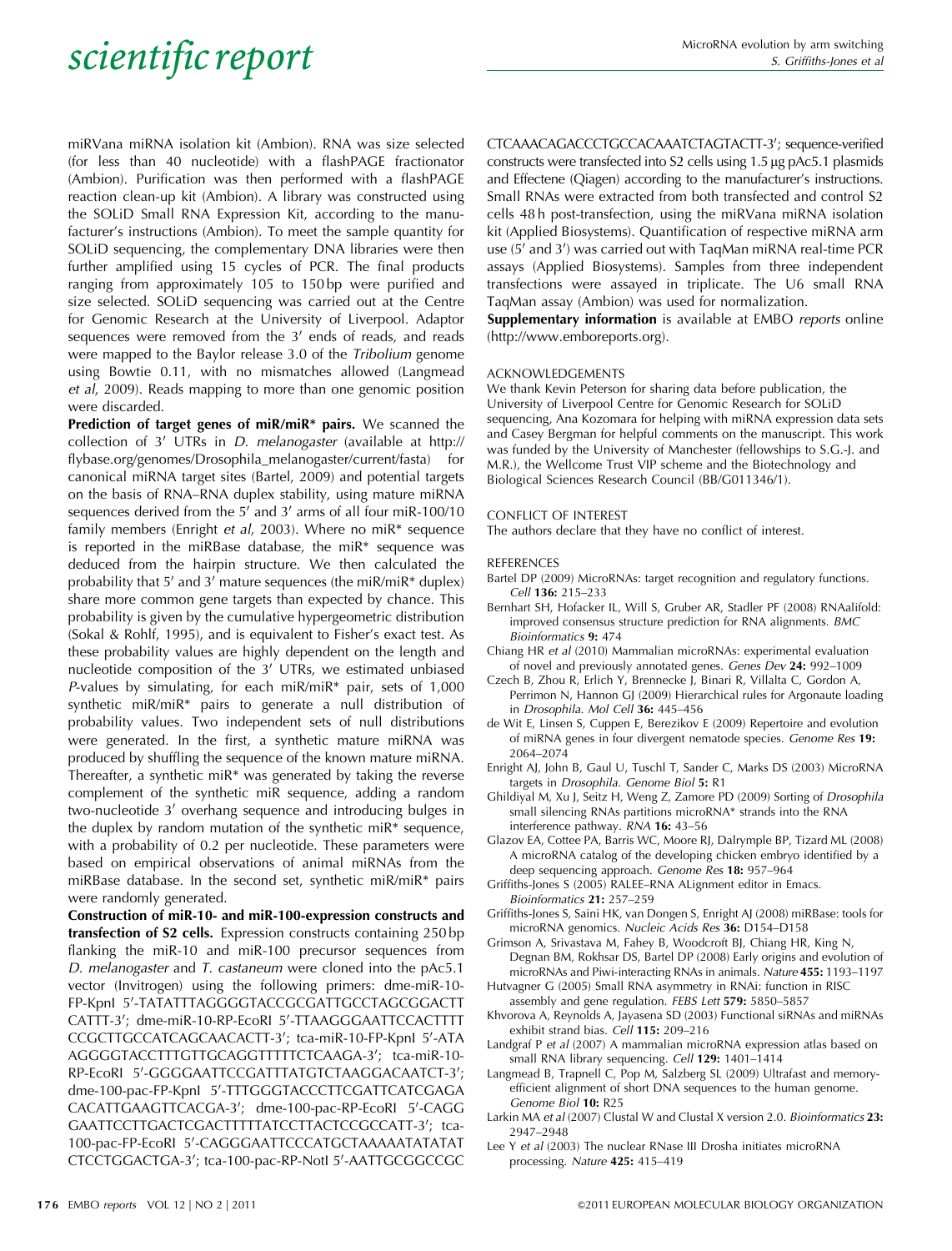miRVana miRNA isolation kit (Ambion). RNA was size selected (for less than 40 nucleotide) with a flashPAGE fractionator (Ambion). Purification was then performed with a flashPAGE reaction clean-up kit (Ambion). A library was constructed using the SOLiD Small RNA Expression Kit, according to the manufacturer's instructions (Ambion). To meet the sample quantity for SOLiD sequencing, the complementary DNA libraries were then further amplified using 15 cycles of PCR. The final products ranging from approximately 105 to 150 bp were purified and size selected. SOLiD sequencing was carried out at the Centre for Genomic Research at the University of Liverpool. Adaptor sequences were removed from the 3′ ends of reads, and reads were mapped to the Baylor release 3.0 of the *Tribolium* genome using Bowtie 0.11, with no mismatches allowed (Langmead *et al*, 2009). Reads mapping to more than one genomic position were discarded.

**Prediction of target genes of miR/miR\* pairs.** We scanned the collection of 3′ UTRs in *D. melanogaster* (available at http://flybase.org/genomes/Drosophila_melanogaster/current/fasta) for canonical miRNA target sites (Bartel, 2009) and potential targets on the basis of RNA–RNA duplex stability, using mature miRNA sequences derived from the 5′ and 3′ arms of all four miR-100/10 family members (Enright *et al*, 2003). Where no miR* sequence is reported in the miRBase database, the miR* sequence was deduced from the hairpin structure. We then calculated the probability that 5′ and 3′ mature sequences (the miR/miR* duplex) share more common gene targets than expected by chance. This probability is given by the cumulative hypergeometric distribution (Sokal & Rohlf, 1995), and is equivalent to Fisher's exact test. As these probability values are highly dependent on the length and nucleotide composition of the 3′ UTRs, we estimated unbiased *P*-values by simulating, for each miR/miR* pair, sets of 1,000 synthetic miR/miR* pairs to generate a null distribution of probability values. Two independent sets of null distributions were generated. In the first, a synthetic mature miRNA was produced by shuffling the sequence of the known mature miRNA. Thereafter, a synthetic miR* was generated by taking the reverse complement of the synthetic miR sequence, adding a random two-nucleotide 3′ overhang sequence and introducing bulges in the duplex by random mutation of the synthetic miR* sequence, with a probability of 0.2 per nucleotide. These parameters were based on empirical observations of animal miRNAs from the miRBase database. In the second set, synthetic miR/miR* pairs were randomly generated.

**Construction of miR-10- and miR-100-expression constructs and transfection of S2 cells.** Expression constructs containing 250 bp flanking the miR-10 and miR-100 precursor sequences from *D. melanogaster* and *T. castaneum* were cloned into the pAc5.1 vector (Invitrogen) using the following primers: dme-miR-10-FP-KpnI 5′-TATATTTAGGGGTACCGCGATTGCCTAGCGGACTTCATTT-3′; dme-miR-10-RP-EcoRI 5′-TTAAGGGAATTCCACTTTTCCGCTTGCCATCAGCAACACTT-3′; tca-miR-10-FP-KpnI 5′-ATAAGGGGTACCTTTGTTGCAGGTTTTTCTCAAGA-3′; tca-miR-10-RP-EcoRI 5′-GGGGAATTCCGATTTATGTCTAAGGACAATCT-3′; dme-100-pac-FP-KpnI 5′-TTTGGGTACCCTTCGATTCATCGAGACACATTGAAGTTCACGA-3′; dme-100-pac-RP-EcoRI 5′-CAGGGAATTCCTTGACTCGACTTTTTATCCTTACTCCGCCATT-3′; tca-100-pac-FP-EcoRI 5′-CAGGGAATTCCCATGCTAAAAATATATCTCCTGGACTGA-3′; tca-100-pac-RP-NotI 5′-AATTGCGGCCGCCTCAAACAGACCCTGCCACAAATCTAGTACTT-3′; sequence-verified constructs were transfected into S2 cells using 1.5 μg pAc5.1 plasmids and Effectene (Qiagen) according to the manufacturer's instructions. Small RNAs were extracted from both transfected and control S2 cells 48 h post-transfection, using the miRVana miRNA isolation kit (Applied Biosystems). Quantification of respective miRNA arm use (5′ and 3′) was carried out with TaqMan miRNA real-time PCR assays (Applied Biosystems). Samples from three independent transfections were assayed in triplicate. The U6 small RNA TaqMan assay (Ambion) was used for normalization.

**Supplementary information** is available at EMBO *reports* online (http://www.emboreports.org).

ACKNOWLEDGEMENTS

We thank Kevin Peterson for sharing data before publication, the University of Liverpool Centre for Genomic Research for SOLiD sequencing, Ana Kozomara for helping with miRNA expression data sets and Casey Bergman for helpful comments on the manuscript. This work was funded by the University of Manchester (fellowships to S.G.-J. and M.R.), the Wellcome Trust VIP scheme and the Biotechnology and Biological Sciences Research Council (BB/G011346/1).

CONFLICT OF INTEREST

The authors declare that they have no conflict of interest.

REFERENCES

Bartel DP (2009) MicroRNAs: target recognition and regulatory functions. *Cell* **136:** 215–233

Bernhart SH, Hofacker IL, Will S, Gruber AR, Stadler PF (2008) RNAalifold: improved consensus structure prediction for RNA alignments. *BMC Bioinformatics* **9:** 474

Chiang HR *et al* (2010) Mammalian microRNAs: experimental evaluation of novel and previously annotated genes. *Genes Dev* **24:** 992–1009

Czech B, Zhou R, Erlich Y, Brennecke J, Binari R, Villalta C, Gordon A, Perrimon N, Hannon GJ (2009) Hierarchical rules for Argonaute loading in *Drosophila*. *Mol Cell* **36:** 445–456

de Wit E, Linsen S, Cuppen E, Berezikov E (2009) Repertoire and evolution of miRNA genes in four divergent nematode species. *Genome Res* **19:** 2064–2074

Enright AJ, John B, Gaul U, Tuschl T, Sander C, Marks DS (2003) MicroRNA targets in *Drosophila*. *Genome Biol* **5:** R1

Ghildiyal M, Xu J, Seitz H, Weng Z, Zamore PD (2009) Sorting of *Drosophila* small silencing RNAs partitions microRNA* strands into the RNA interference pathway. *RNA* **16:** 43–56

Glazov EA, Cottee PA, Barris WC, Moore RJ, Dalrymple BP, Tizard ML (2008) A microRNA catalog of the developing chicken embryo identified by a deep sequencing approach. *Genome Res* **18:** 957–964

Griffiths-Jones S (2005) RALEE–RNA ALignment editor in Emacs. *Bioinformatics* **21:** 257–259

Griffiths-Jones S, Saini HK, van Dongen S, Enright AJ (2008) miRBase: tools for microRNA genomics. *Nucleic Acids Res* **36:** D154–D158

Grimson A, Srivastava M, Fahey B, Woodcroft BJ, Chiang HR, King N, Degnan BM, Rokhsar DS, Bartel DP (2008) Early origins and evolution of microRNAs and Piwi-interacting RNAs in animals. *Nature* **455:** 1193–1197

Hutvagner G (2005) Small RNA asymmetry in RNAi: function in RISC assembly and gene regulation. *FEBS Lett* **579:** 5850–5857

Khvorova A, Reynolds A, Jayasena SD (2003) Functional siRNAs and miRNAs exhibit strand bias. *Cell* **115:** 209–216

Landgraf P *et al* (2007) A mammalian microRNA expression atlas based on small RNA library sequencing. *Cell* **129:** 1401–1414

Langmead B, Trapnell C, Pop M, Salzberg SL (2009) Ultrafast and memory-efficient alignment of short DNA sequences to the human genome. *Genome Biol* **10:** R25

Larkin MA *et al* (2007) Clustal W and Clustal X version 2.0. *Bioinformatics* **23:** 2947–2948

Lee Y *et al* (2003) The nuclear RNase III Drosha initiates microRNA processing. *Nature* **425:** 415–419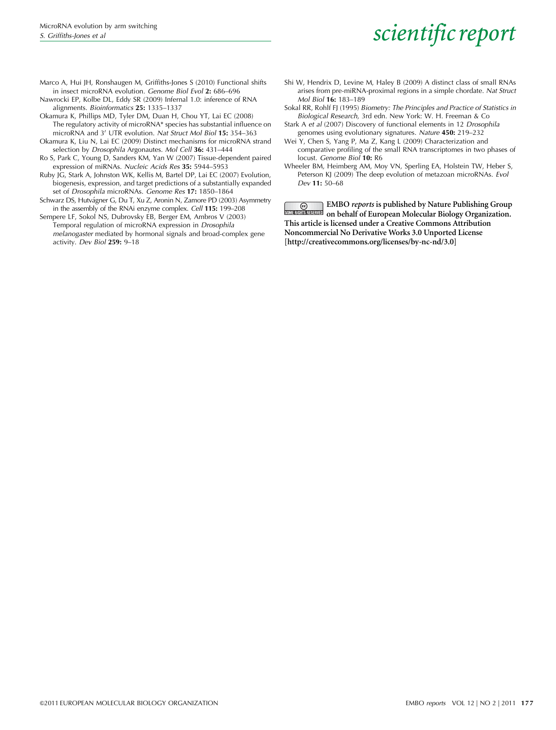Marco A, Hui JH, Ronshaugen M, Griffiths-Jones S (2010) Functional shifts in insect microRNA evolution. *Genome Biol Evol* **2:** 686–696

Nawrocki EP, Kolbe DL, Eddy SR (2009) Infernal 1.0: inference of RNA alignments. *Bioinformatics* **25:** 1335–1337

Okamura K, Phillips MD, Tyler DM, Duan H, Chou YT, Lai EC (2008) The regulatory activity of microRNA* species has substantial influence on microRNA and 3′ UTR evolution. *Nat Struct Mol Biol* **15:** 354–363

Okamura K, Liu N, Lai EC (2009) Distinct mechanisms for microRNA strand selection by *Drosophila* Argonautes. *Mol Cell* **36:** 431–444

Ro S, Park C, Young D, Sanders KM, Yan W (2007) Tissue-dependent paired expression of miRNAs. *Nucleic Acids Res* **35:** 5944–5953

Ruby JG, Stark A, Johnston WK, Kellis M, Bartel DP, Lai EC (2007) Evolution, biogenesis, expression, and target predictions of a substantially expanded set of *Drosophila* microRNAs. *Genome Res* **17:** 1850–1864

Schwarz DS, Hutvágner G, Du T, Xu Z, Aronin N, Zamore PD (2003) Asymmetry in the assembly of the RNAi enzyme complex. *Cell* **115:** 199–208

Sempere LF, Sokol NS, Dubrovsky EB, Berger EM, Ambros V (2003) Temporal regulation of microRNA expression in *Drosophila melanogaster* mediated by hormonal signals and broad-complex gene activity. *Dev Biol* **259:** 9–18

Shi W, Hendrix D, Levine M, Haley B (2009) A distinct class of small RNAs arises from pre-miRNA-proximal regions in a simple chordate. *Nat Struct Mol Biol* **16:** 183–189

Sokal RR, Rohlf FJ (1995) *Biometry: The Principles and Practice of Statistics in Biological Research*, 3rd edn. New York: W. H. Freeman & Co

Stark A *et al* (2007) Discovery of functional elements in 12 *Drosophila* genomes using evolutionary signatures. *Nature* **450:** 219–232

Wei Y, Chen S, Yang P, Ma Z, Kang L (2009) Characterization and comparative profiling of the small RNA transcriptomes in two phases of locust. *Genome Biol* **10:** R6

Wheeler BM, Heimberg AM, Moy VN, Sperling EA, Holstein TW, Heber S, Peterson KJ (2009) The deep evolution of metazoan microRNAs. *Evol Dev* **11:** 50–68

**EMBO *reports* is published by Nature Publishing Group on behalf of European Molecular Biology Organization. This article is licensed under a Creative Commons Attribution Noncommercial No Derivative Works 3.0 Unported License [http://creativecommons.org/licenses/by-nc-nd/3.0]**